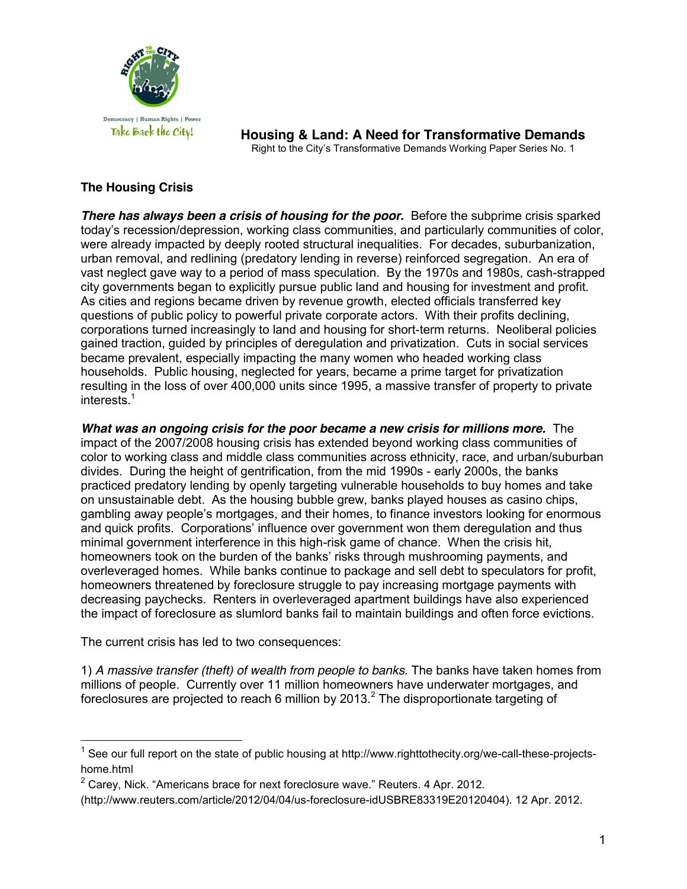Democracy | Human Rights | Power

Take Back the City!

# Housing & Land: A Need for Transformative Demands

Right to the City's Transformative Demands Working Paper Series No. 1

## The Housing Crisis

***There has always been a crisis of housing for the poor.*** Before the subprime crisis sparked today's recession/depression, working class communities, and particularly communities of color, were already impacted by deeply rooted structural inequalities. For decades, suburbanization, urban removal, and redlining (predatory lending in reverse) reinforced segregation. An era of vast neglect gave way to a period of mass speculation. By the 1970s and 1980s, cash-strapped city governments began to explicitly pursue public land and housing for investment and profit. As cities and regions became driven by revenue growth, elected officials transferred key questions of public policy to powerful private corporate actors. With their profits declining, corporations turned increasingly to land and housing for short-term returns. Neoliberal policies gained traction, guided by principles of deregulation and privatization. Cuts in social services became prevalent, especially impacting the many women who headed working class households. Public housing, neglected for years, became a prime target for privatization resulting in the loss of over 400,000 units since 1995, a massive transfer of property to private interests.[1]

***What was an ongoing crisis for the poor became a new crisis for millions more.*** The impact of the 2007/2008 housing crisis has extended beyond working class communities of color to working class and middle class communities across ethnicity, race, and urban/suburban divides. During the height of gentrification, from the mid 1990s - early 2000s, the banks practiced predatory lending by openly targeting vulnerable households to buy homes and take on unsustainable debt. As the housing bubble grew, banks played houses as casino chips, gambling away people's mortgages, and their homes, to finance investors looking for enormous and quick profits. Corporations' influence over government won them deregulation and thus minimal government interference in this high-risk game of chance. When the crisis hit, homeowners took on the burden of the banks' risks through mushrooming payments, and overleveraged homes. While banks continue to package and sell debt to speculators for profit, homeowners threatened by foreclosure struggle to pay increasing mortgage payments with decreasing paychecks. Renters in overleveraged apartment buildings have also experienced the impact of foreclosure as slumlord banks fail to maintain buildings and often force evictions.

The current crisis has led to two consequences:

1) *A massive transfer (theft) of wealth from people to banks.* The banks have taken homes from millions of people. Currently over 11 million homeowners have underwater mortgages, and foreclosures are projected to reach 6 million by 2013.[2] The disproportionate targeting of

---

[1] See our full report on the state of public housing at http://www.righttothecity.org/we-call-these-projects-home.html

[2] Carey, Nick. "Americans brace for next foreclosure wave." Reuters. 4 Apr. 2012. (http://www.reuters.com/article/2012/04/04/us-foreclosure-idUSBRE83319E20120404). 12 Apr. 2012.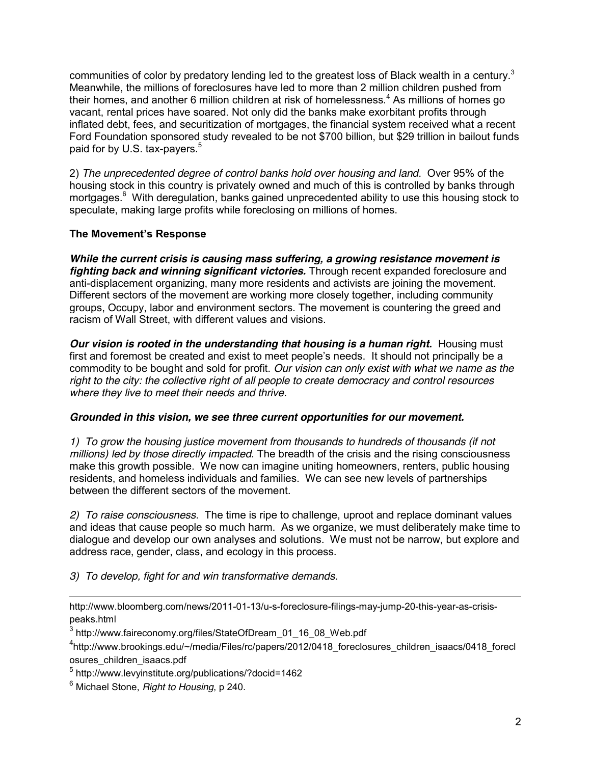communities of color by predatory lending led to the greatest loss of Black wealth in a century.[3] Meanwhile, the millions of foreclosures have led to more than 2 million children pushed from their homes, and another 6 million children at risk of homelessness.[4] As millions of homes go vacant, rental prices have soared. Not only did the banks make exorbitant profits through inflated debt, fees, and securitization of mortgages, the financial system received what a recent Ford Foundation sponsored study revealed to be not $700 billion, but $29 trillion in bailout funds paid for by U.S. tax-payers.[5]

2) *The unprecedented degree of control banks hold over housing and land.* Over 95% of the housing stock in this country is privately owned and much of this is controlled by banks through mortgages.[6] With deregulation, banks gained unprecedented ability to use this housing stock to speculate, making large profits while foreclosing on millions of homes.

**The Movement's Response**

***While the current crisis is causing mass suffering, a growing resistance movement is fighting back and winning significant victories.*** Through recent expanded foreclosure and anti-displacement organizing, many more residents and activists are joining the movement. Different sectors of the movement are working more closely together, including community groups, Occupy, labor and environment sectors. The movement is countering the greed and racism of Wall Street, with different values and visions.

***Our vision is rooted in the understanding that housing is a human right.*** Housing must first and foremost be created and exist to meet people's needs. It should not principally be a commodity to be bought and sold for profit. *Our vision can only exist with what we name as the right to the city: the collective right of all people to create democracy and control resources where they live to meet their needs and thrive.*

***Grounded in this vision, we see three current opportunities for our movement.***

*1) To grow the housing justice movement from thousands to hundreds of thousands (if not millions) led by those directly impacted.* The breadth of the crisis and the rising consciousness make this growth possible. We now can imagine uniting homeowners, renters, public housing residents, and homeless individuals and families. We can see new levels of partnerships between the different sectors of the movement.

*2) To raise consciousness.* The time is ripe to challenge, uproot and replace dominant values and ideas that cause people so much harm. As we organize, we must deliberately make time to dialogue and develop our own analyses and solutions. We must not be narrow, but explore and address race, gender, class, and ecology in this process.

*3) To develop, fight for and win transformative demands.*

---

http://www.bloomberg.com/news/2011-01-13/u-s-foreclosure-filings-may-jump-20-this-year-as-crisis-peaks.html

[3] http://www.faireconomy.org/files/StateOfDream_01_16_08_Web.pdf

[4] http://www.brookings.edu/~/media/Files/rc/papers/2012/0418_foreclosures_children_isaacs/0418_foreclosures_children_isaacs.pdf

[5] http://www.levyinstitute.org/publications/?docid=1462

[6] Michael Stone, *Right to Housing*, p 240.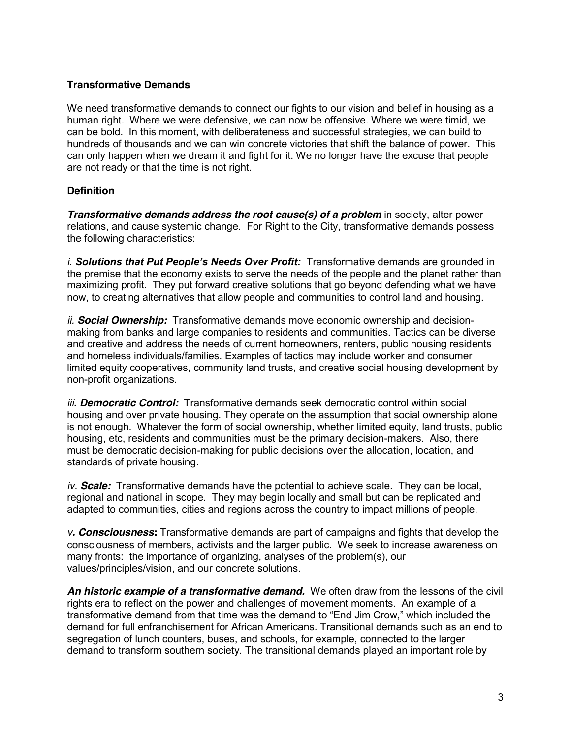## Transformative Demands

We need transformative demands to connect our fights to our vision and belief in housing as a human right. Where we were defensive, we can now be offensive. Where we were timid, we can be bold. In this moment, with deliberateness and successful strategies, we can build to hundreds of thousands and we can win concrete victories that shift the balance of power. This can only happen when we dream it and fight for it. We no longer have the excuse that people are not ready or that the time is not right.

## Definition

***Transformative demands address the root cause(s) of a problem*** in society, alter power relations, and cause systemic change. For Right to the City, transformative demands possess the following characteristics:

*i.* ***Solutions that Put People's Needs Over Profit:*** Transformative demands are grounded in the premise that the economy exists to serve the needs of the people and the planet rather than maximizing profit. They put forward creative solutions that go beyond defending what we have now, to creating alternatives that allow people and communities to control land and housing.

*ii.* ***Social Ownership:*** Transformative demands move economic ownership and decision-making from banks and large companies to residents and communities. Tactics can be diverse and creative and address the needs of current homeowners, renters, public housing residents and homeless individuals/families. Examples of tactics may include worker and consumer limited equity cooperatives, community land trusts, and creative social housing development by non-profit organizations.

*iii.* ***Democratic Control:*** Transformative demands seek democratic control within social housing and over private housing. They operate on the assumption that social ownership alone is not enough. Whatever the form of social ownership, whether limited equity, land trusts, public housing, etc, residents and communities must be the primary decision-makers. Also, there must be democratic decision-making for public decisions over the allocation, location, and standards of private housing.

*iv.* ***Scale:*** Transformative demands have the potential to achieve scale. They can be local, regional and national in scope. They may begin locally and small but can be replicated and adapted to communities, cities and regions across the country to impact millions of people.

*v.* ***Consciousness*****:** Transformative demands are part of campaigns and fights that develop the consciousness of members, activists and the larger public. We seek to increase awareness on many fronts: the importance of organizing, analyses of the problem(s), our values/principles/vision, and our concrete solutions.

***An historic example of a transformative demand.*** We often draw from the lessons of the civil rights era to reflect on the power and challenges of movement moments. An example of a transformative demand from that time was the demand to "End Jim Crow," which included the demand for full enfranchisement for African Americans. Transitional demands such as an end to segregation of lunch counters, buses, and schools, for example, connected to the larger demand to transform southern society. The transitional demands played an important role by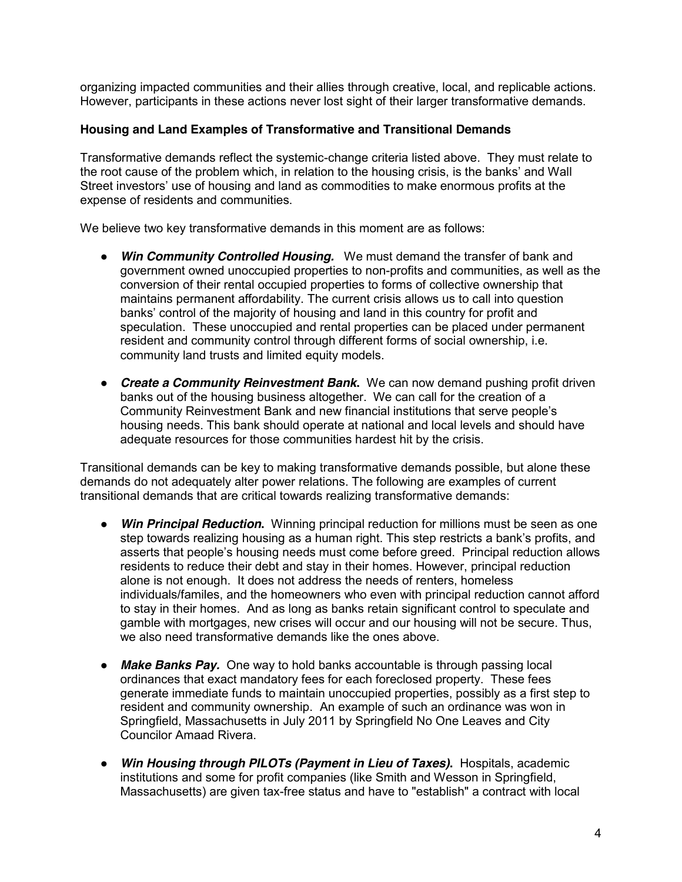organizing impacted communities and their allies through creative, local, and replicable actions. However, participants in these actions never lost sight of their larger transformative demands.

**Housing and Land Examples of Transformative and Transitional Demands**

Transformative demands reflect the systemic-change criteria listed above. They must relate to the root cause of the problem which, in relation to the housing crisis, is the banks' and Wall Street investors' use of housing and land as commodities to make enormous profits at the expense of residents and communities.

We believe two key transformative demands in this moment are as follows:

- ***Win Community Controlled Housing.*** We must demand the transfer of bank and government owned unoccupied properties to non-profits and communities, as well as the conversion of their rental occupied properties to forms of collective ownership that maintains permanent affordability. The current crisis allows us to call into question banks' control of the majority of housing and land in this country for profit and speculation. These unoccupied and rental properties can be placed under permanent resident and community control through different forms of social ownership, i.e. community land trusts and limited equity models.

- ***Create a Community Reinvestment Bank.*** We can now demand pushing profit driven banks out of the housing business altogether. We can call for the creation of a Community Reinvestment Bank and new financial institutions that serve people's housing needs. This bank should operate at national and local levels and should have adequate resources for those communities hardest hit by the crisis.

Transitional demands can be key to making transformative demands possible, but alone these demands do not adequately alter power relations. The following are examples of current transitional demands that are critical towards realizing transformative demands:

- ***Win Principal Reduction.*** Winning principal reduction for millions must be seen as one step towards realizing housing as a human right. This step restricts a bank's profits, and asserts that people's housing needs must come before greed. Principal reduction allows residents to reduce their debt and stay in their homes. However, principal reduction alone is not enough. It does not address the needs of renters, homeless individuals/familes, and the homeowners who even with principal reduction cannot afford to stay in their homes. And as long as banks retain significant control to speculate and gamble with mortgages, new crises will occur and our housing will not be secure. Thus, we also need transformative demands like the ones above.

- ***Make Banks Pay.*** One way to hold banks accountable is through passing local ordinances that exact mandatory fees for each foreclosed property. These fees generate immediate funds to maintain unoccupied properties, possibly as a first step to resident and community ownership. An example of such an ordinance was won in Springfield, Massachusetts in July 2011 by Springfield No One Leaves and City Councilor Amaad Rivera.

- ***Win Housing through PILOTs (Payment in Lieu of Taxes).*** Hospitals, academic institutions and some for profit companies (like Smith and Wesson in Springfield, Massachusetts) are given tax-free status and have to "establish" a contract with local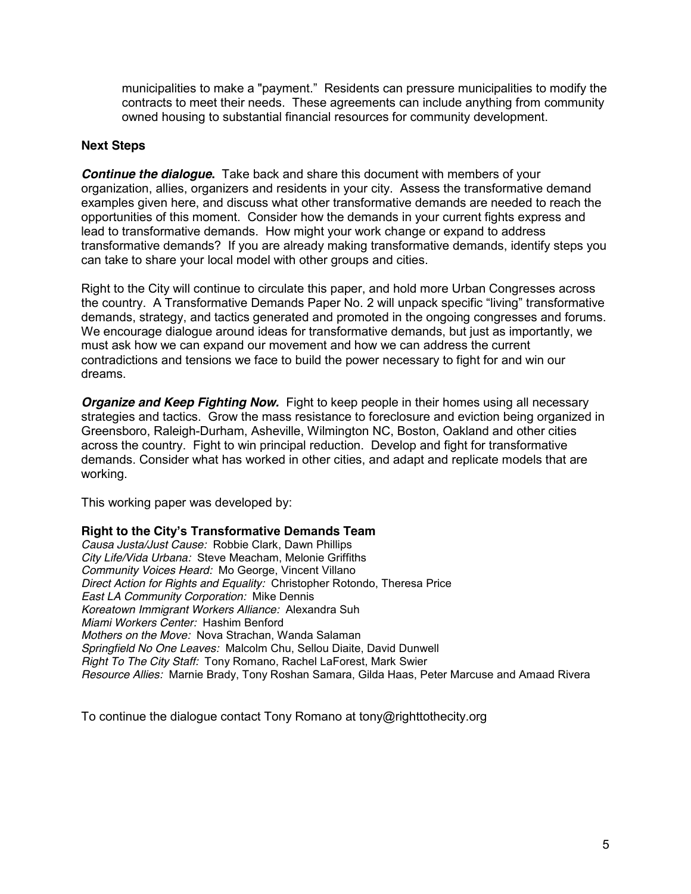municipalities to make a "payment." Residents can pressure municipalities to modify the contracts to meet their needs. These agreements can include anything from community owned housing to substantial financial resources for community development.

**Next Steps**

***Continue the dialogue.*** Take back and share this document with members of your organization, allies, organizers and residents in your city. Assess the transformative demand examples given here, and discuss what other transformative demands are needed to reach the opportunities of this moment. Consider how the demands in your current fights express and lead to transformative demands. How might your work change or expand to address transformative demands? If you are already making transformative demands, identify steps you can take to share your local model with other groups and cities.

Right to the City will continue to circulate this paper, and hold more Urban Congresses across the country. A Transformative Demands Paper No. 2 will unpack specific "living" transformative demands, strategy, and tactics generated and promoted in the ongoing congresses and forums. We encourage dialogue around ideas for transformative demands, but just as importantly, we must ask how we can expand our movement and how we can address the current contradictions and tensions we face to build the power necessary to fight for and win our dreams.

***Organize and Keep Fighting Now.*** Fight to keep people in their homes using all necessary strategies and tactics. Grow the mass resistance to foreclosure and eviction being organized in Greensboro, Raleigh-Durham, Asheville, Wilmington NC, Boston, Oakland and other cities across the country. Fight to win principal reduction. Develop and fight for transformative demands. Consider what has worked in other cities, and adapt and replicate models that are working.

This working paper was developed by:

**Right to the City's Transformative Demands Team**
*Causa Justa/Just Cause:* Robbie Clark, Dawn Phillips
*City Life/Vida Urbana:* Steve Meacham, Melonie Griffiths
*Community Voices Heard:* Mo George, Vincent Villano
*Direct Action for Rights and Equality:* Christopher Rotondo, Theresa Price
*East LA Community Corporation:* Mike Dennis
*Koreatown Immigrant Workers Alliance:* Alexandra Suh
*Miami Workers Center:* Hashim Benford
*Mothers on the Move:* Nova Strachan, Wanda Salaman
*Springfield No One Leaves:* Malcolm Chu, Sellou Diaite, David Dunwell
*Right To The City Staff:* Tony Romano, Rachel LaForest, Mark Swier
*Resource Allies:* Marnie Brady, Tony Roshan Samara, Gilda Haas, Peter Marcuse and Amaad Rivera

To continue the dialogue contact Tony Romano at tony@righttothecity.org